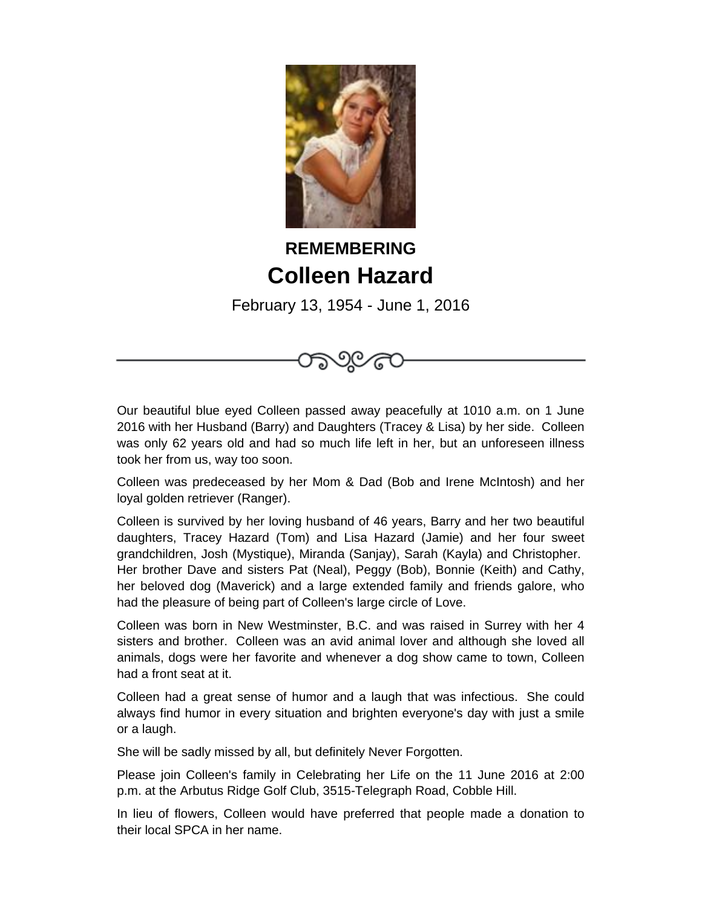# REMEMBERING
# Colleen Hazard

February 13, 1954 - June 1, 2016

Our beautiful blue eyed Colleen passed away peacefully at 1010 a.m. on 1 June 2016 with her Husband (Barry) and Daughters (Tracey & Lisa) by her side. Colleen was only 62 years old and had so much life left in her, but an unforeseen illness took her from us, way too soon.

Colleen was predeceased by her Mom & Dad (Bob and Irene McIntosh) and her loyal golden retriever (Ranger).

Colleen is survived by her loving husband of 46 years, Barry and her two beautiful daughters, Tracey Hazard (Tom) and Lisa Hazard (Jamie) and her four sweet grandchildren, Josh (Mystique), Miranda (Sanjay), Sarah (Kayla) and Christopher. Her brother Dave and sisters Pat (Neal), Peggy (Bob), Bonnie (Keith) and Cathy, her beloved dog (Maverick) and a large extended family and friends galore, who had the pleasure of being part of Colleen's large circle of Love.

Colleen was born in New Westminster, B.C. and was raised in Surrey with her 4 sisters and brother. Colleen was an avid animal lover and although she loved all animals, dogs were her favorite and whenever a dog show came to town, Colleen had a front seat at it.

Colleen had a great sense of humor and a laugh that was infectious. She could always find humor in every situation and brighten everyone's day with just a smile or a laugh.

She will be sadly missed by all, but definitely Never Forgotten.

Please join Colleen's family in Celebrating her Life on the 11 June 2016 at 2:00 p.m. at the Arbutus Ridge Golf Club, 3515-Telegraph Road, Cobble Hill.

In lieu of flowers, Colleen would have preferred that people made a donation to their local SPCA in her name.